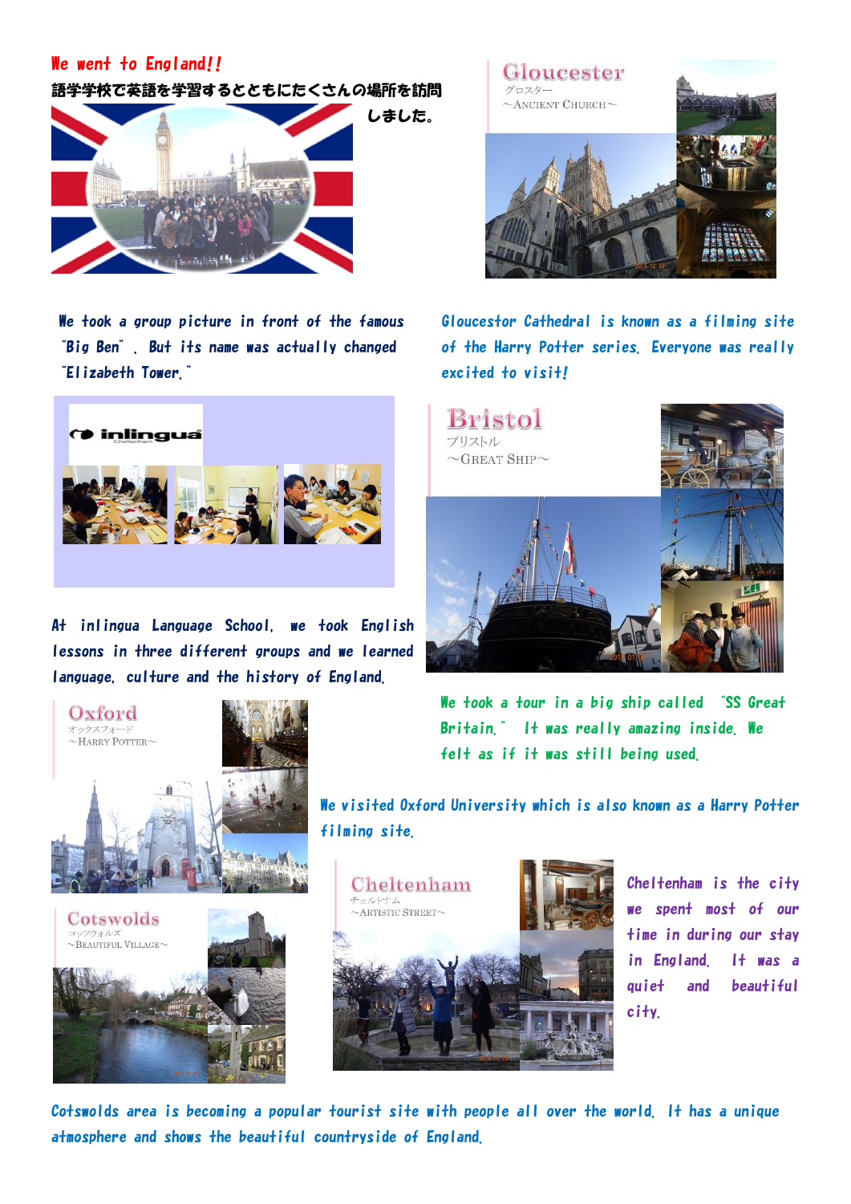# We went to England!!

語学学校で英語を学習するとともにたくさんの場所を訪問しました。

We took a group picture in front of the famous "Big Ben" . But its name was actually changed "Elizabeth Tower."

## Gloucester
グロスター
～Ancient Church～

Gloucestor Cathedral is known as a filming site of the Harry Potter series. Everyone was really excited to visit!

inlingua

At inlingua Language School, we took English lessons in three different groups and we learned language, culture and the history of England.

## Bristol
ブリストル
～Great Ship～

We took a tour in a big ship called "SS Great Britain." It was really amazing inside. We felt as if it was still being used.

## Oxford
オックスフォード
～Harry Potter～

We visited Oxford University which is also known as a Harry Potter filming site.

## Cotswolds
コッツウォルズ
～Beautiful Village～

## Cheltenham
チェルトナム
～Artistic Street～

Cheltenham is the city we spent most of our time in during our stay in England. It was a quiet and beautiful city.

Cotswolds area is becoming a popular tourist site with people all over the world. It has a unique atmosphere and shows the beautiful countryside of England.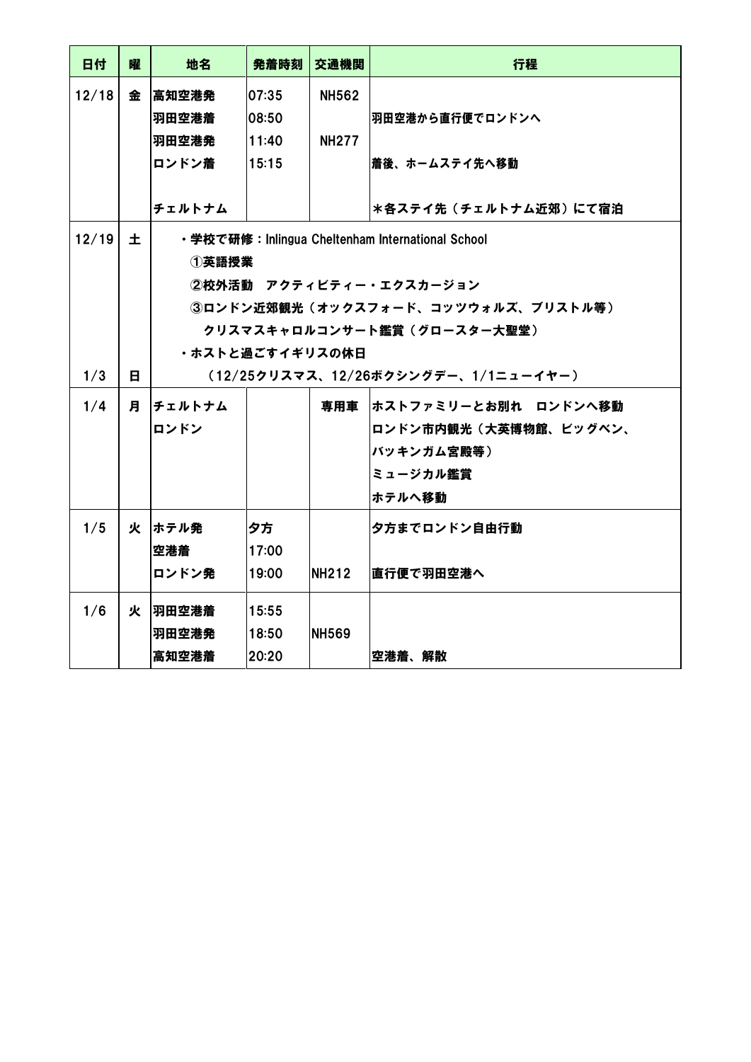| 日付 | 曜 | 地名 | 発着時刻 | 交通機関 | 行程 |
|---|---|---|---|---|---|
| 12/18 | 金 | 高知空港発 | 07:35 | NH562 | |
| | | 羽田空港着 | 08:50 | | 羽田空港から直行便でロンドンへ |
| | | 羽田空港発 | 11:40 | NH277 | |
| | | ロンドン着 | 15:15 | | 着後、ホームステイ先へ移動 |
| | | チェルトナム | | | ＊各ステイ先（チェルトナム近郊）にて宿泊 |
| 12/19 | 土 | ・学校で研修：Inlingua Cheltenham International School | | | |
| | | ①英語授業 | | | |
| | | ②校外活動　アクティビティー・エクスカージョン | | | |
| | | ③ロンドン近郊観光（オックスフォード、コッツウォルズ、ブリストル等） | | | |
| | | クリスマスキャロルコンサート鑑賞（グロースター大聖堂） | | | |
| | | ・ホストと過ごすイギリスの休日 | | | |
| 1/3 | 日 | （12/25クリスマス、12/26ボクシングデー、1/1ニューイヤー） | | | |
| 1/4 | 月 | チェルトナム | | 専用車 | ホストファミリーとお別れ　ロンドンへ移動 |
| | | ロンドン | | | ロンドン市内観光（大英博物館、ビッグベン、バッキンガム宮殿等） |
| | | | | | ミュージカル鑑賞 |
| | | | | | ホテルへ移動 |
| 1/5 | 火 | ホテル発 | 夕方 | | 夕方までロンドン自由行動 |
| | | 空港着 | 17:00 | | |
| | | ロンドン発 | 19:00 | NH212 | 直行便で羽田空港へ |
| 1/6 | 火 | 羽田空港着 | 15:55 | | |
| | | 羽田空港発 | 18:50 | NH569 | |
| | | 高知空港着 | 20:20 | | 空港着、解散 |